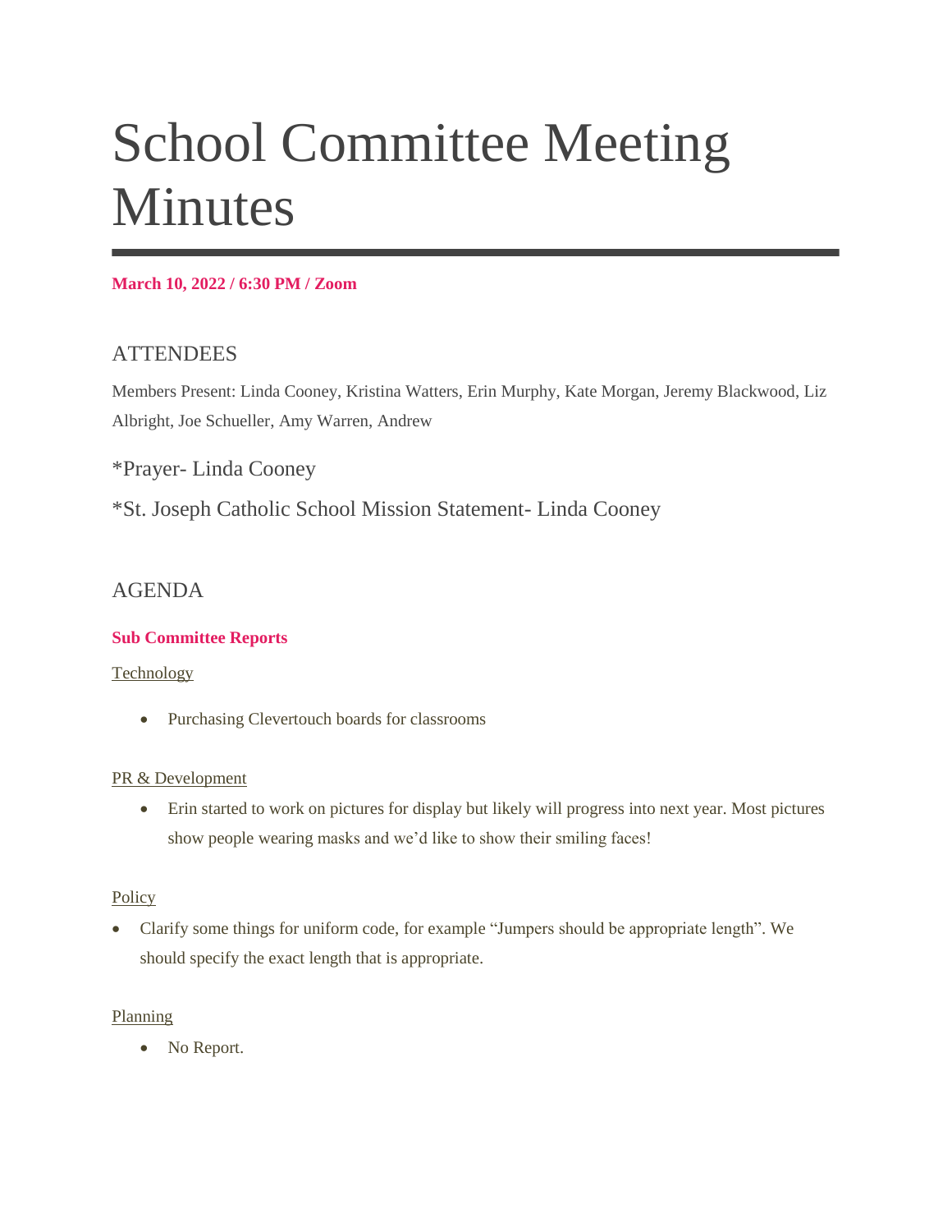# School Committee Meeting Minutes

**March 10, 2022 / 6:30 PM / Zoom**

## ATTENDEES

Members Present: Linda Cooney, Kristina Watters, Erin Murphy, Kate Morgan, Jeremy Blackwood, Liz Albright, Joe Schueller, Amy Warren, Andrew

*Prayer- Linda Cooney

*St. Joseph Catholic School Mission Statement- Linda Cooney

## AGENDA

### Sub Committee Reports

Technology

- Purchasing Clevertouch boards for classrooms

PR & Development

- Erin started to work on pictures for display but likely will progress into next year. Most pictures show people wearing masks and we'd like to show their smiling faces!

Policy

- Clarify some things for uniform code, for example "Jumpers should be appropriate length". We should specify the exact length that is appropriate.

Planning

- No Report.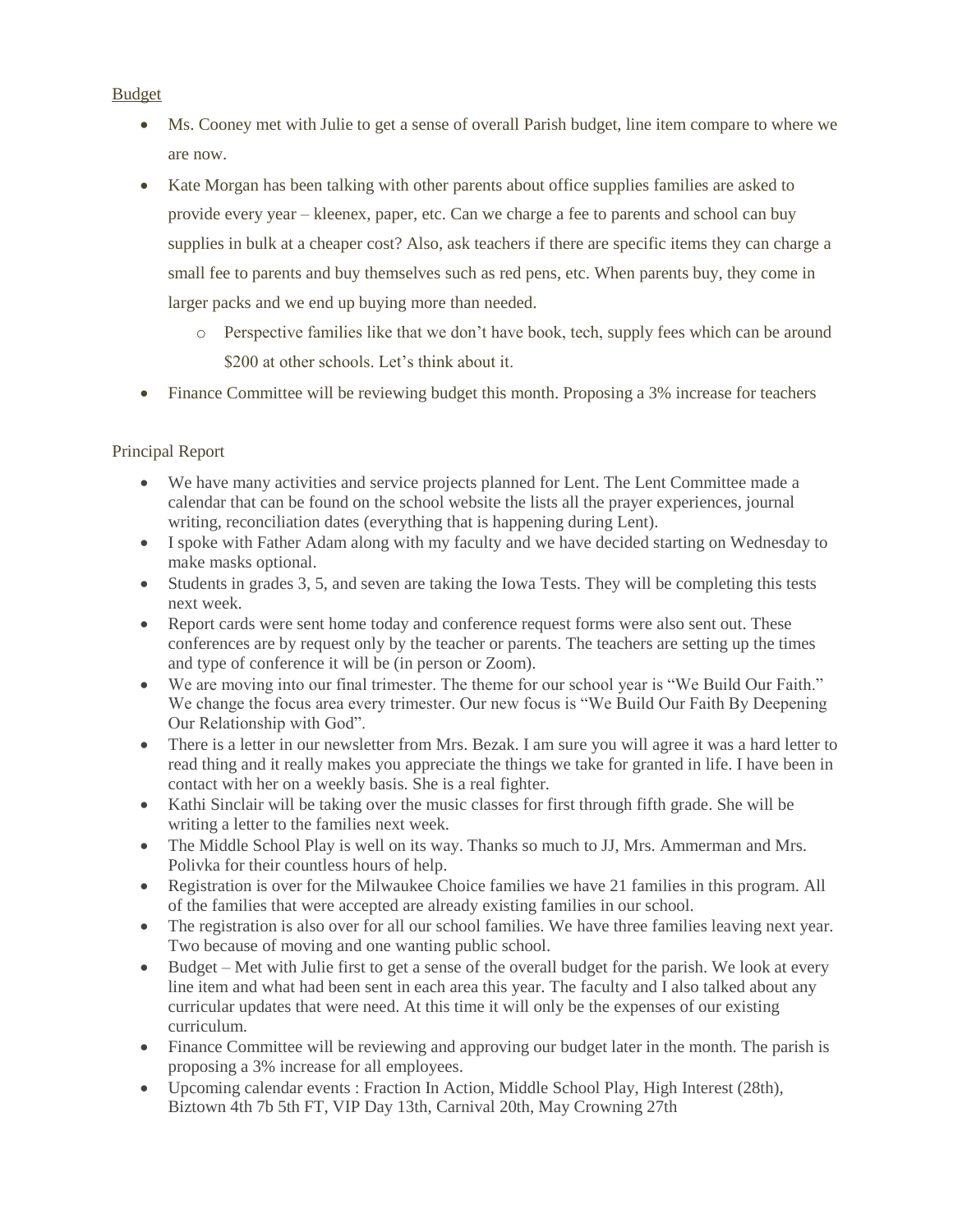Budget

- Ms. Cooney met with Julie to get a sense of overall Parish budget, line item compare to where we are now.
- Kate Morgan has been talking with other parents about office supplies families are asked to provide every year – kleenex, paper, etc. Can we charge a fee to parents and school can buy supplies in bulk at a cheaper cost? Also, ask teachers if there are specific items they can charge a small fee to parents and buy themselves such as red pens, etc. When parents buy, they come in larger packs and we end up buying more than needed.
    - Perspective families like that we don't have book, tech, supply fees which can be around $200 at other schools. Let's think about it.
- Finance Committee will be reviewing budget this month. Proposing a 3% increase for teachers

Principal Report

- We have many activities and service projects planned for Lent. The Lent Committee made a calendar that can be found on the school website the lists all the prayer experiences, journal writing, reconciliation dates (everything that is happening during Lent).
- I spoke with Father Adam along with my faculty and we have decided starting on Wednesday to make masks optional.
- Students in grades 3, 5, and seven are taking the Iowa Tests. They will be completing this tests next week.
- Report cards were sent home today and conference request forms were also sent out. These conferences are by request only by the teacher or parents. The teachers are setting up the times and type of conference it will be (in person or Zoom).
- We are moving into our final trimester. The theme for our school year is "We Build Our Faith." We change the focus area every trimester. Our new focus is "We Build Our Faith By Deepening Our Relationship with God".
- There is a letter in our newsletter from Mrs. Bezak. I am sure you will agree it was a hard letter to read thing and it really makes you appreciate the things we take for granted in life. I have been in contact with her on a weekly basis. She is a real fighter.
- Kathi Sinclair will be taking over the music classes for first through fifth grade. She will be writing a letter to the families next week.
- The Middle School Play is well on its way. Thanks so much to JJ, Mrs. Ammerman and Mrs. Polivka for their countless hours of help.
- Registration is over for the Milwaukee Choice families we have 21 families in this program. All of the families that were accepted are already existing families in our school.
- The registration is also over for all our school families. We have three families leaving next year. Two because of moving and one wanting public school.
- Budget – Met with Julie first to get a sense of the overall budget for the parish. We look at every line item and what had been sent in each area this year. The faculty and I also talked about any curricular updates that were need. At this time it will only be the expenses of our existing curriculum.
- Finance Committee will be reviewing and approving our budget later in the month. The parish is proposing a 3% increase for all employees.
- Upcoming calendar events : Fraction In Action, Middle School Play, High Interest (28th), Biztown 4th 7b 5th FT, VIP Day 13th, Carnival 20th, May Crowning 27th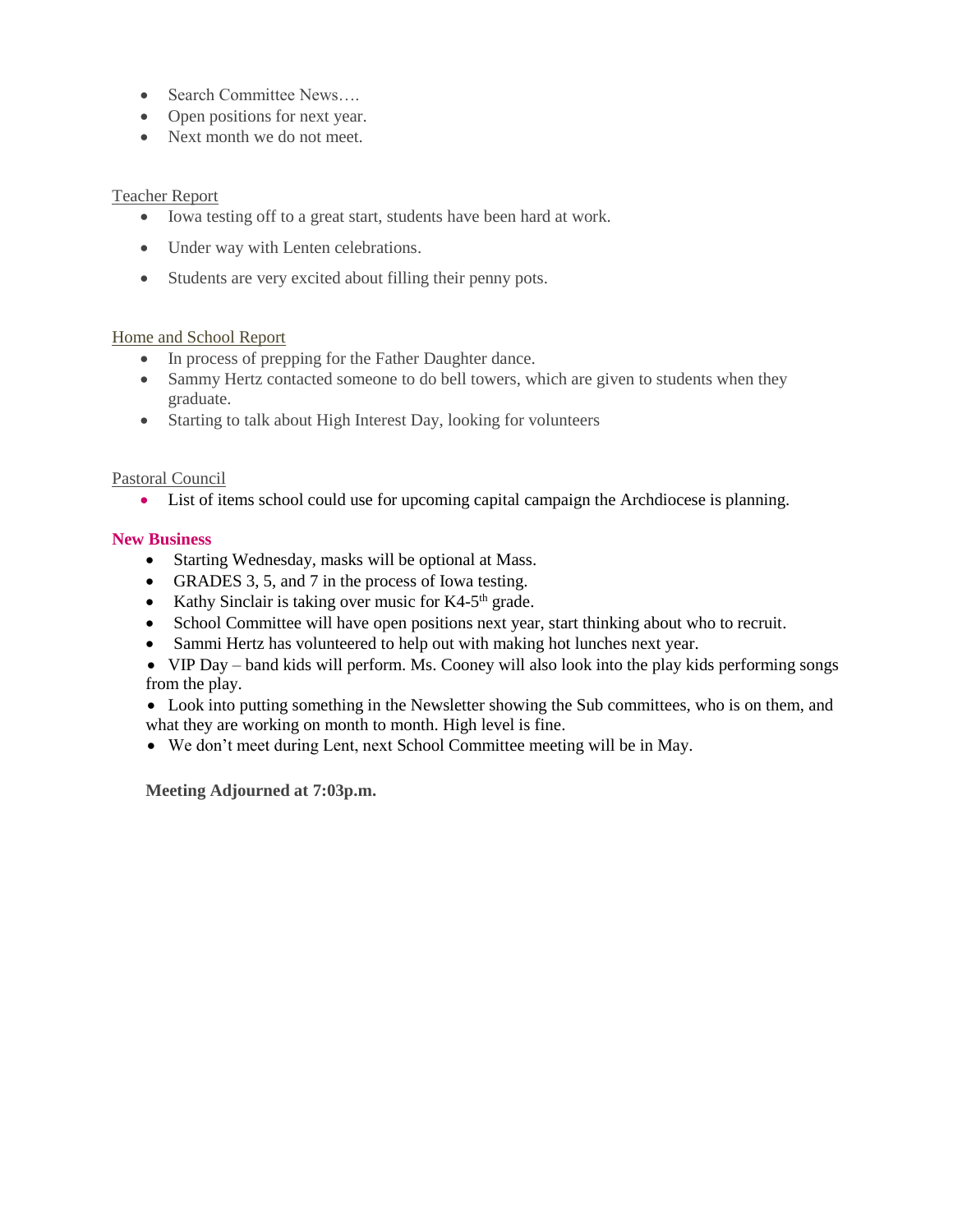- Search Committee News….
- Open positions for next year.
- Next month we do not meet.

Teacher Report

- Iowa testing off to a great start, students have been hard at work.
- Under way with Lenten celebrations.
- Students are very excited about filling their penny pots.

Home and School Report

- In process of prepping for the Father Daughter dance.
- Sammy Hertz contacted someone to do bell towers, which are given to students when they graduate.
- Starting to talk about High Interest Day, looking for volunteers

Pastoral Council

- List of items school could use for upcoming capital campaign the Archdiocese is planning.

**New Business**

- Starting Wednesday, masks will be optional at Mass.
- GRADES 3, 5, and 7 in the process of Iowa testing.
- Kathy Sinclair is taking over music for K4-5th grade.
- School Committee will have open positions next year, start thinking about who to recruit.
- Sammi Hertz has volunteered to help out with making hot lunches next year.
- VIP Day – band kids will perform. Ms. Cooney will also look into the play kids performing songs from the play.
- Look into putting something in the Newsletter showing the Sub committees, who is on them, and what they are working on month to month. High level is fine.
- We don't meet during Lent, next School Committee meeting will be in May.

**Meeting Adjourned at 7:03p.m.**